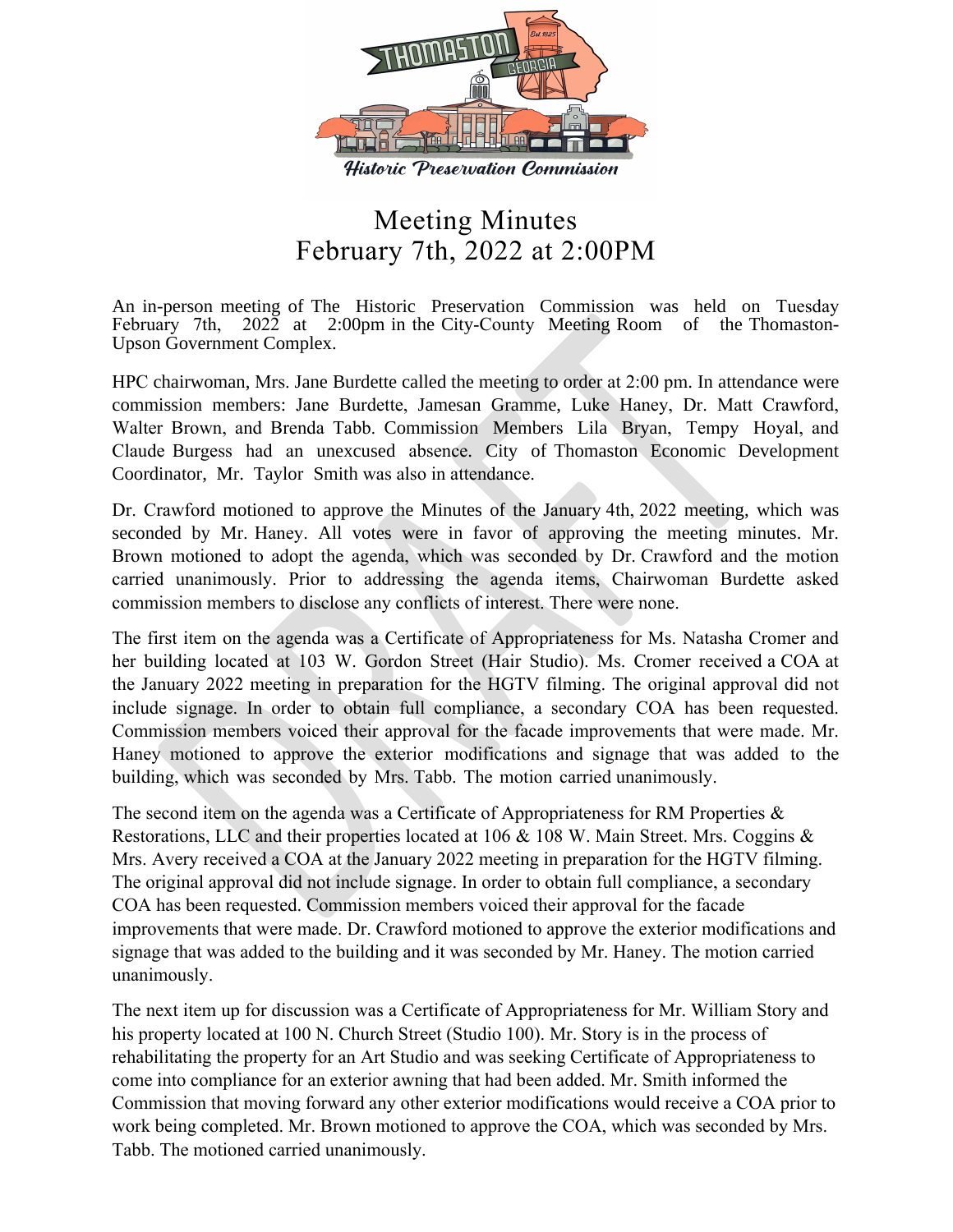Thomaston Georgia
Historic Preservation Commission

# Meeting Minutes
# February 7th, 2022 at 2:00PM

An in-person meeting of The Historic Preservation Commission was held on Tuesday February 7th, 2022 at 2:00pm in the City-County Meeting Room of the Thomaston-Upson Government Complex.

HPC chairwoman, Mrs. Jane Burdette called the meeting to order at 2:00 pm. In attendance were commission members: Jane Burdette, Jamesan Gramme, Luke Haney, Dr. Matt Crawford, Walter Brown, and Brenda Tabb. Commission Members Lila Bryan, Tempy Hoyal, and Claude Burgess had an unexcused absence. City of Thomaston Economic Development Coordinator, Mr. Taylor Smith was also in attendance.

Dr. Crawford motioned to approve the Minutes of the January 4th, 2022 meeting, which was seconded by Mr. Haney. All votes were in favor of approving the meeting minutes. Mr. Brown motioned to adopt the agenda, which was seconded by Dr. Crawford and the motion carried unanimously. Prior to addressing the agenda items, Chairwoman Burdette asked commission members to disclose any conflicts of interest. There were none.

The first item on the agenda was a Certificate of Appropriateness for Ms. Natasha Cromer and her building located at 103 W. Gordon Street (Hair Studio). Ms. Cromer received a COA at the January 2022 meeting in preparation for the HGTV filming. The original approval did not include signage. In order to obtain full compliance, a secondary COA has been requested. Commission members voiced their approval for the facade improvements that were made. Mr. Haney motioned to approve the exterior modifications and signage that was added to the building, which was seconded by Mrs. Tabb. The motion carried unanimously.

The second item on the agenda was a Certificate of Appropriateness for RM Properties & Restorations, LLC and their properties located at 106 & 108 W. Main Street. Mrs. Coggins & Mrs. Avery received a COA at the January 2022 meeting in preparation for the HGTV filming. The original approval did not include signage. In order to obtain full compliance, a secondary COA has been requested. Commission members voiced their approval for the facade improvements that were made. Dr. Crawford motioned to approve the exterior modifications and signage that was added to the building and it was seconded by Mr. Haney. The motion carried unanimously.

The next item up for discussion was a Certificate of Appropriateness for Mr. William Story and his property located at 100 N. Church Street (Studio 100). Mr. Story is in the process of rehabilitating the property for an Art Studio and was seeking Certificate of Appropriateness to come into compliance for an exterior awning that had been added. Mr. Smith informed the Commission that moving forward any other exterior modifications would receive a COA prior to work being completed. Mr. Brown motioned to approve the COA, which was seconded by Mrs. Tabb. The motioned carried unanimously.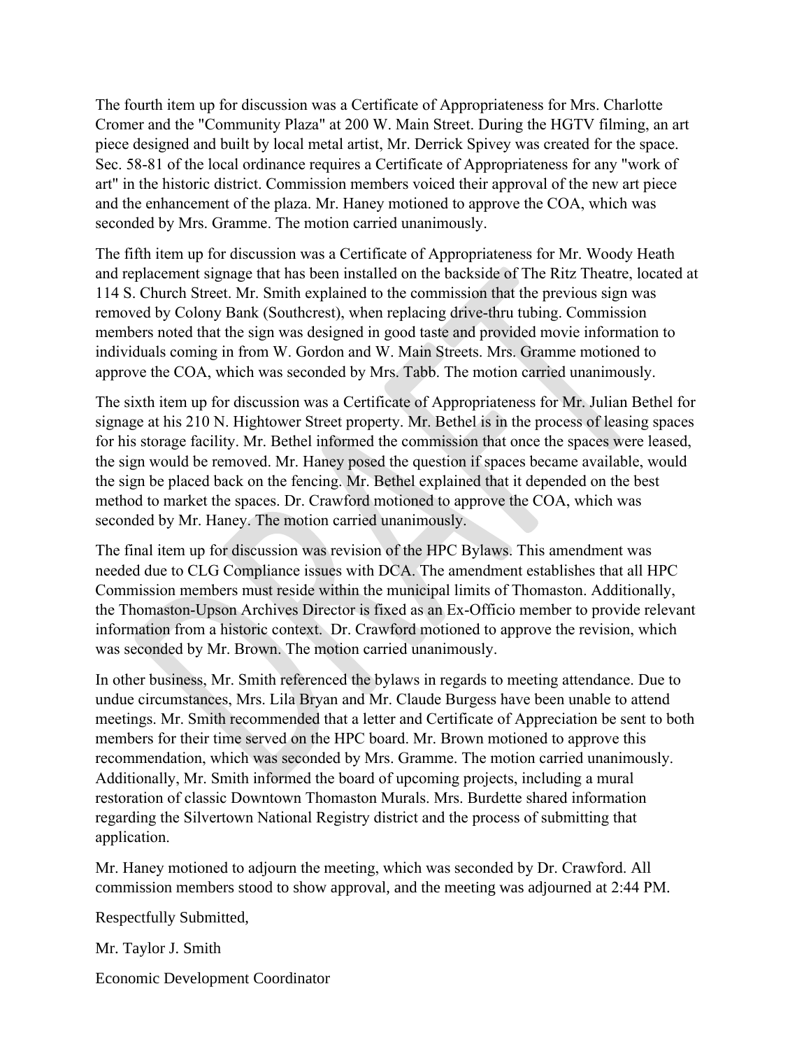The fourth item up for discussion was a Certificate of Appropriateness for Mrs. Charlotte Cromer and the "Community Plaza" at 200 W. Main Street. During the HGTV filming, an art piece designed and built by local metal artist, Mr. Derrick Spivey was created for the space. Sec. 58-81 of the local ordinance requires a Certificate of Appropriateness for any "work of art" in the historic district. Commission members voiced their approval of the new art piece and the enhancement of the plaza. Mr. Haney motioned to approve the COA, which was seconded by Mrs. Gramme. The motion carried unanimously.

The fifth item up for discussion was a Certificate of Appropriateness for Mr. Woody Heath and replacement signage that has been installed on the backside of The Ritz Theatre, located at 114 S. Church Street. Mr. Smith explained to the commission that the previous sign was removed by Colony Bank (Southcrest), when replacing drive-thru tubing. Commission members noted that the sign was designed in good taste and provided movie information to individuals coming in from W. Gordon and W. Main Streets. Mrs. Gramme motioned to approve the COA, which was seconded by Mrs. Tabb. The motion carried unanimously.

The sixth item up for discussion was a Certificate of Appropriateness for Mr. Julian Bethel for signage at his 210 N. Hightower Street property. Mr. Bethel is in the process of leasing spaces for his storage facility. Mr. Bethel informed the commission that once the spaces were leased, the sign would be removed. Mr. Haney posed the question if spaces became available, would the sign be placed back on the fencing. Mr. Bethel explained that it depended on the best method to market the spaces. Dr. Crawford motioned to approve the COA, which was seconded by Mr. Haney. The motion carried unanimously.

The final item up for discussion was revision of the HPC Bylaws. This amendment was needed due to CLG Compliance issues with DCA. The amendment establishes that all HPC Commission members must reside within the municipal limits of Thomaston. Additionally, the Thomaston-Upson Archives Director is fixed as an Ex-Officio member to provide relevant information from a historic context. Dr. Crawford motioned to approve the revision, which was seconded by Mr. Brown. The motion carried unanimously.

In other business, Mr. Smith referenced the bylaws in regards to meeting attendance. Due to undue circumstances, Mrs. Lila Bryan and Mr. Claude Burgess have been unable to attend meetings. Mr. Smith recommended that a letter and Certificate of Appreciation be sent to both members for their time served on the HPC board. Mr. Brown motioned to approve this recommendation, which was seconded by Mrs. Gramme. The motion carried unanimously. Additionally, Mr. Smith informed the board of upcoming projects, including a mural restoration of classic Downtown Thomaston Murals. Mrs. Burdette shared information regarding the Silvertown National Registry district and the process of submitting that application.

Mr. Haney motioned to adjourn the meeting, which was seconded by Dr. Crawford. All commission members stood to show approval, and the meeting was adjourned at 2:44 PM.

Respectfully Submitted,

Mr. Taylor J. Smith

Economic Development Coordinator